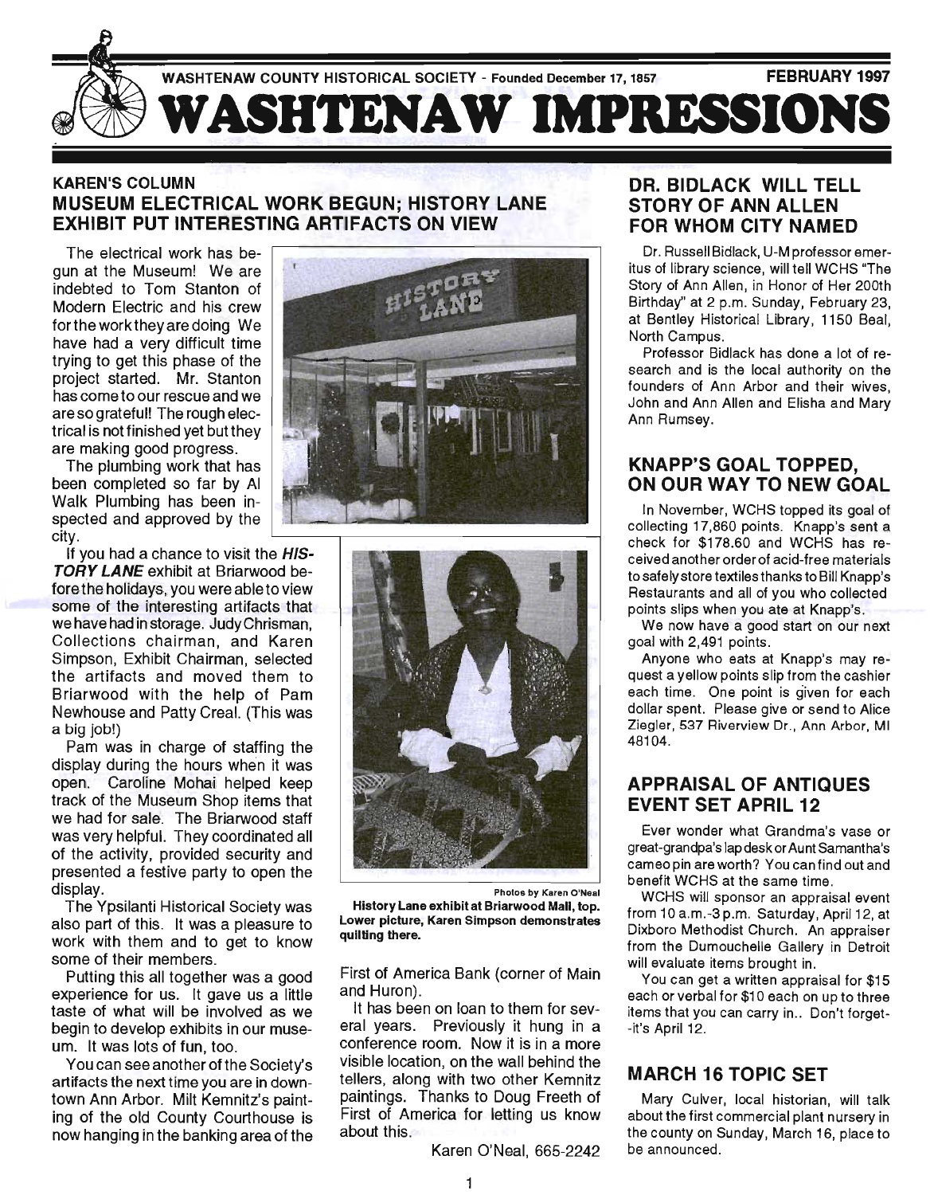WASHTENAW COUNTY HISTORICAL SOCIETY - Founded December 17, 1857 — FEBRUARY 1997

# WASHTENAW IMPRESSIONS

## KAREN'S COLUMN
## MUSEUM ELECTRICAL WORK BEGUN; HISTORY LANE EXHIBIT PUT INTERESTING ARTIFACTS ON VIEW

The electrical work has begun at the Museum! We are indebted to Tom Stanton of Modern Electric and his crew for the work they are doing We have had a very difficult time trying to get this phase of the project started. Mr. Stanton has come to our rescue and we are so grateful! The rough electrical is not finished yet but they are making good progress.

The plumbing work that has been completed so far by Al Walk Plumbing has been inspected and approved by the city.

If you had a chance to visit the ***HISTORY LANE*** exhibit at Briarwood before the holidays, you were able to view some of the interesting artifacts that we have had in storage. Judy Chrisman, Collections chairman, and Karen Simpson, Exhibit Chairman, selected the artifacts and moved them to Briarwood with the help of Pam Newhouse and Patty Creal. (This was a big job!)

Pam was in charge of staffing the display during the hours when it was open. Caroline Mohai helped keep track of the Museum Shop items that we had for sale. The Briarwood staff was very helpful. They coordinated all of the activity, provided security and presented a festive party to open the display.

The Ypsilanti Historical Society was also part of this. It was a pleasure to work with them and to get to know some of their members.

Putting this all together was a good experience for us. It gave us a little taste of what will be involved as we begin to develop exhibits in our museum. It was lots of fun, too.

You can see another of the Society's artifacts the next time you are in downtown Ann Arbor. Milt Kemnitz's painting of the old County Courthouse is now hanging in the banking area of the First of America Bank (corner of Main and Huron).

It has been on loan to them for several years. Previously it hung in a conference room. Now it is in a more visible location, on the wall behind the tellers, along with two other Kemnitz paintings. Thanks to Doug Freeth of First of America for letting us know about this.

Karen O'Neal, 665-2242

Photos by Karen O'Neal

**History Lane exhibit at Briarwood Mall, top. Lower picture, Karen Simpson demonstrates quilting there.**

## DR. BIDLACK WILL TELL STORY OF ANN ALLEN FOR WHOM CITY NAMED

Dr. Russell Bidlack, U-M professor emeritus of library science, will tell WCHS "The Story of Ann Allen, in Honor of Her 200th Birthday" at 2 p.m. Sunday, February 23, at Bentley Historical Library, 1150 Beal, North Campus.

Professor Bidlack has done a lot of research and is the local authority on the founders of Ann Arbor and their wives, John and Ann Allen and Elisha and Mary Ann Rumsey.

## KNAPP'S GOAL TOPPED, ON OUR WAY TO NEW GOAL

In November, WCHS topped its goal of collecting 17,860 points. Knapp's sent a check for $178.60 and WCHS has received another order of acid-free materials to safely store textiles thanks to Bill Knapp's Restaurants and all of you who collected points slips when you ate at Knapp's.

We now have a good start on our next goal with 2,491 points.

Anyone who eats at Knapp's may request a yellow points slip from the cashier each time. One point is given for each dollar spent. Please give or send to Alice Ziegler, 537 Riverview Dr., Ann Arbor, MI 48104.

## APPRAISAL OF ANTIQUES EVENT SET APRIL 12

Ever wonder what Grandma's vase or great-grandpa's lap desk or Aunt Samantha's cameo pin are worth? You can find out and benefit WCHS at the same time.

WCHS will sponsor an appraisal event from 10 a.m.-3 p.m. Saturday, April 12, at Dixboro Methodist Church. An appraiser from the Dumouchelle Gallery in Detroit will evaluate items brought in.

You can get a written appraisal for $15 each or verbal for $10 each on up to three items that you can carry in.. Don't forget--it's April 12.

## MARCH 16 TOPIC SET

Mary Culver, local historian, will talk about the first commercial plant nursery in the county on Sunday, March 16, place to be announced.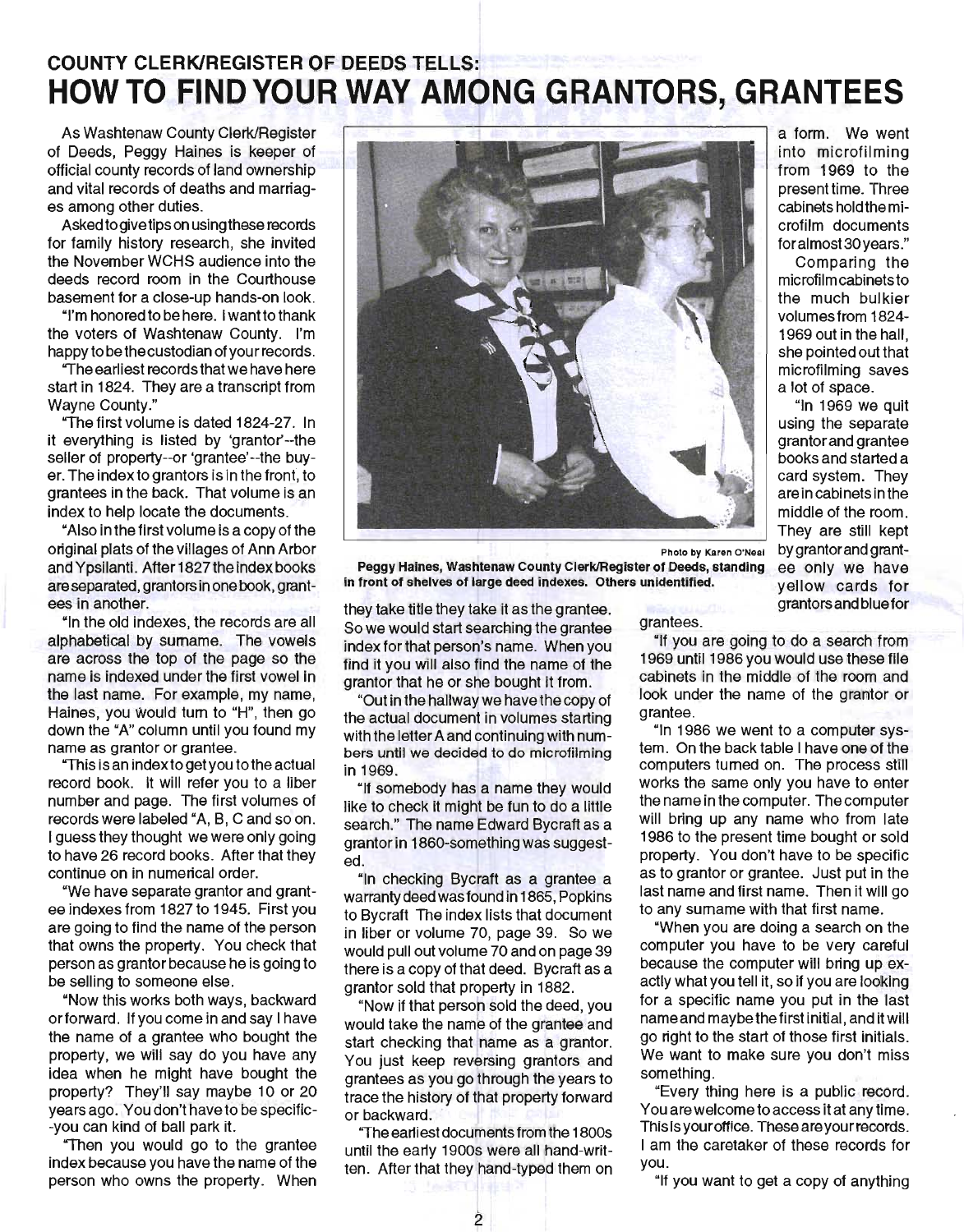COUNTY CLERK/REGISTER OF DEEDS TELLS:

# HOW TO FIND YOUR WAY AMONG GRANTORS, GRANTEES

As Washtenaw County Clerk/Register of Deeds, Peggy Haines is keeper of official county records of land ownership and vital records of deaths and marriages among other duties.

Asked to give tips on using these records for family history research, she invited the November WCHS audience into the deeds record room in the Courthouse basement for a close-up hands-on look.

"I'm honored to be here. I want to thank the voters of Washtenaw County. I'm happy to be the custodian of your records.

"The earliest records that we have here start in 1824. They are a transcript from Wayne County."

"The first volume is dated 1824-27. In it everything is listed by 'grantor'--the seller of property--or 'grantee'--the buyer. The index to grantors is in the front, to grantees in the back. That volume is an index to help locate the documents.

"Also in the first volume is a copy of the original plats of the villages of Ann Arbor and Ypsilanti. After 1827 the index books are separated, grantors in one book, grantees in another.

"In the old indexes, the records are all alphabetical by surname. The vowels are across the top of the page so the name is indexed under the first vowel in the last name. For example, my name, Haines, you would turn to "H", then go down the "A" column until you found my name as grantor or grantee.

"This is an index to get you to the actual record book. It will refer you to a liber number and page. The first volumes of records were labeled "A, B, C and so on. I guess they thought we were only going to have 26 record books. After that they continue on in numerical order.

"We have separate grantor and grantee indexes from 1827 to 1945. First you are going to find the name of the person that owns the property. You check that person as grantor because he is going to be selling to someone else.

"Now this works both ways, backward or forward. If you come in and say I have the name of a grantee who bought the property, we will say do you have any idea when he might have bought the property? They'll say maybe 10 or 20 years ago. You don't have to be specific--you can kind of ball park it.

"Then you would go to the grantee index because you have the name of the person who owns the property. When they take title they take it as the grantee. So we would start searching the grantee index for that person's name. When you find it you will also find the name of the grantor that he or she bought it from.

"Out in the hallway we have the copy of the actual document in volumes starting with the letter A and continuing with numbers until we decided to do microfilming in 1969.

"If somebody has a name they would like to check it might be fun to do a little search." The name Edward Bycraft as a grantor in 1860-something was suggested.

"In checking Bycraft as a grantee a warranty deed was found in 1865, Popkins to Bycraft. The index lists that document in liber or volume 70, page 39. So we would pull out volume 70 and on page 39 there is a copy of that deed. Bycraft as a grantor sold that property in 1882.

"Now if that person sold the deed, you would take the name of the grantee and start checking that name as a grantor. You just keep reversing grantors and grantees as you go through the years to trace the history of that property forward or backward.

"The earliest documents from the 1800s until the early 1900s were all hand-written. After that they hand-typed them on a form. We went into microfilming from 1969 to the present time. Three cabinets hold the microfilm documents for almost 30 years."

Photo by Karen O'Neal

**Peggy Haines, Washtenaw County Clerk/Register of Deeds, standing in front of shelves of large deed indexes. Others unidentified.**

Comparing the microfilm cabinets to the much bulkier volumes from 1824-1969 out in the hall, she pointed out that microfilming saves a lot of space.

"In 1969 we quit using the separate grantor and grantee books and started a card system. They are in cabinets in the middle of the room. They are still kept by grantor and grantee only we have yellow cards for grantors and blue for grantees.

"If you are going to do a search from 1969 until 1986 you would use these file cabinets in the middle of the room and look under the name of the grantor or grantee.

"In 1986 we went to a computer system. On the back table I have one of the computers turned on. The process still works the same only you have to enter the name in the computer. The computer will bring up any name who from late 1986 to the present time bought or sold property. You don't have to be specific as to grantor or grantee. Just put in the last name and first name. Then it will go to any surname with that first name.

"When you are doing a search on the computer you have to be very careful because the computer will bring up exactly what you tell it, so if you are looking for a specific name you put in the last name and maybe the first initial, and it will go right to the start of those first initials. We want to make sure you don't miss something.

"Every thing here is a public record. You are welcome to access it at any time. This is your office. These are your records. I am the caretaker of these records for you.

"If you want to get a copy of anything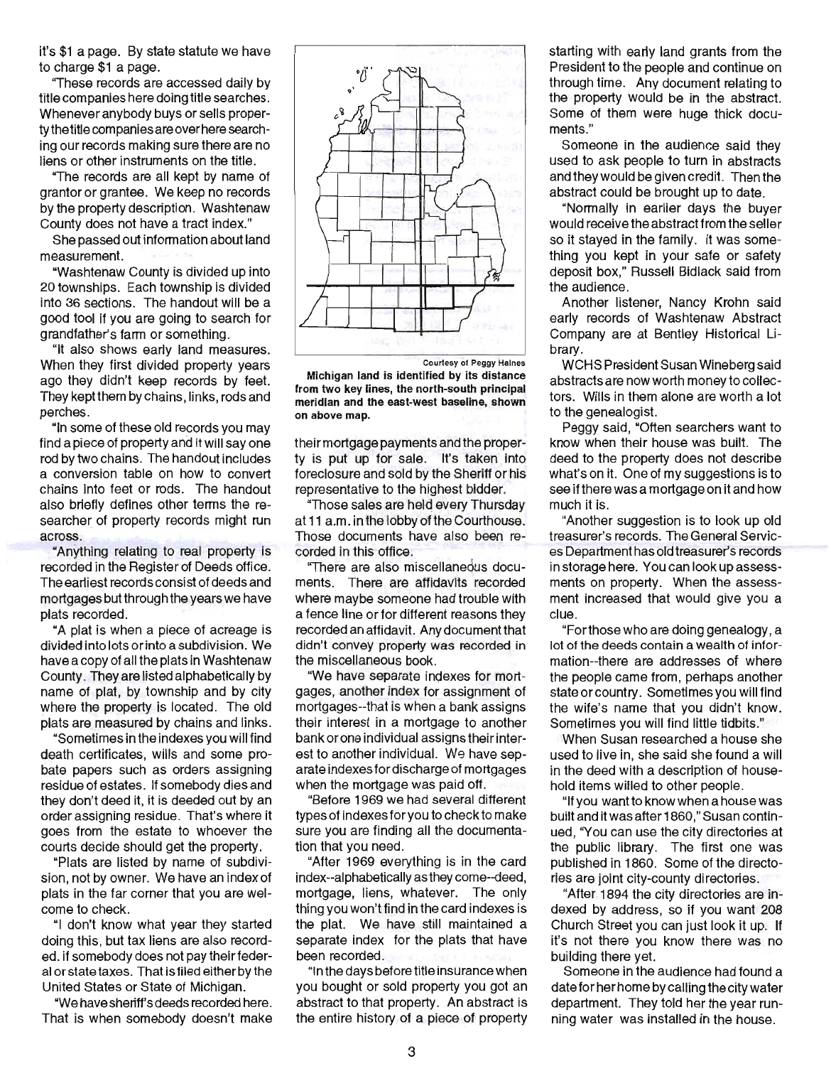it's $1 a page. By state statute we have to charge $1 a page.

"These records are accessed daily by title companies here doing title searches. Whenever anybody buys or sells property the title companies are over here searching our records making sure there are no liens or other instruments on the title.

"The records are all kept by name of grantor or grantee. We keep no records by the property description. Washtenaw County does not have a tract index."

She passed out information about land measurement.

"Washtenaw County is divided up into 20 townships. Each township is divided into 36 sections. The handout will be a good tool if you are going to search for grandfather's farm or something.

"It also shows early land measures. When they first divided property years ago they didn't keep records by feet. They kept them by chains, links, rods and perches.

"In some of these old records you may find a piece of property and it will say one rod by two chains. The handout includes a conversion table on how to convert chains into feet or rods. The handout also briefly defines other terms the researcher of property records might run across.

"Anything relating to real property is recorded in the Register of Deeds office. The earliest records consist of deeds and mortgages but through the years we have plats recorded.

"A plat is when a piece of acreage is divided into lots or into a subdivision. We have a copy of all the plats in Washtenaw County. They are listed alphabetically by name of plat, by township and by city where the property is located. The old plats are measured by chains and links.

"Sometimes in the indexes you will find death certificates, wills and some probate papers such as orders assigning residue of estates. If somebody dies and they don't deed it, it is deeded out by an order assigning residue. That's where it goes from the estate to whoever the courts decide should get the property.

"Plats are listed by name of subdivision, not by owner. We have an index of plats in the far corner that you are welcome to check.

"I don't know what year they started doing this, but tax liens are also recorded. If somebody does not pay their federal or state taxes. That is filed either by the United States or State of Michigan.

"We have sheriff's deeds recorded here. That is when somebody doesn't make their mortgage payments and the property is put up for sale. It's taken into foreclosure and sold by the Sheriff or his representative to the highest bidder.

"Those sales are held every Thursday at 11 a.m. in the lobby of the Courthouse. Those documents have also been recorded in this office.

"There are also miscellaneous documents. There are affidavits recorded where maybe someone had trouble with a fence line or for different reasons they recorded an affidavit. Any document that didn't convey property was recorded in the miscellaneous book.

"We have separate indexes for mortgages, another index for assignment of mortgages--that is when a bank assigns their interest in a mortgage to another bank or one individual assigns their interest to another individual. We have separate indexes for discharge of mortgages when the mortgage was paid off.

"Before 1969 we had several different types of indexes for you to check to make sure you are finding all the documentation that you need.

"After 1969 everything is in the card index--alphabetically as they come--deed, mortgage, liens, whatever. The only thing you won't find in the card indexes is the plat. We have still maintained a separate index for the plats that have been recorded.

"In the days before title insurance when you bought or sold property you got an abstract to that property. An abstract is the entire history of a piece of property starting with early land grants from the President to the people and continue on through time. Any document relating to the property would be in the abstract. Some of them were huge thick documents."

Someone in the audience said they used to ask people to turn in abstracts and they would be given credit. Then the abstract could be brought up to date.

"Normally in earlier days the buyer would receive the abstract from the seller so it stayed in the family. It was something you kept in your safe or safety deposit box," Russell Bidlack said from the audience.

Another listener, Nancy Krohn said early records of Washtenaw Abstract Company are at Bentley Historical Library.

WCHS President Susan Wineberg said abstracts are now worth money to collectors. Wills in them alone are worth a lot to the genealogist.

Peggy said, "Often searchers want to know when their house was built. The deed to the property does not describe what's on it. One of my suggestions is to see if there was a mortgage on it and how much it is.

"Another suggestion is to look up old treasurer's records. The General Services Department has old treasurer's records in storage here. You can look up assessments on property. When the assessment increased that would give you a clue.

"For those who are doing genealogy, a lot of the deeds contain a wealth of information--there are addresses of where the people came from, perhaps another state or country. Sometimes you will find the wife's name that you didn't know. Sometimes you will find little tidbits."

When Susan researched a house she used to live in, she said she found a will in the deed with a description of household items willed to other people.

"If you want to know when a house was built and it was after 1860," Susan continued, "You can use the city directories at the public library. The first one was published in 1860. Some of the directories are joint city-county directories.

"After 1894 the city directories are indexed by address, so if you want 208 Church Street you can just look it up. If it's not there you know there was no building there yet.

Someone in the audience had found a date for her home by calling the city water department. They told her the year running water was installed in the house.

Courtesy of Peggy Haines

**Michigan land is identified by its distance from two key lines, the north-south principal meridian and the east-west baseline, shown on above map.**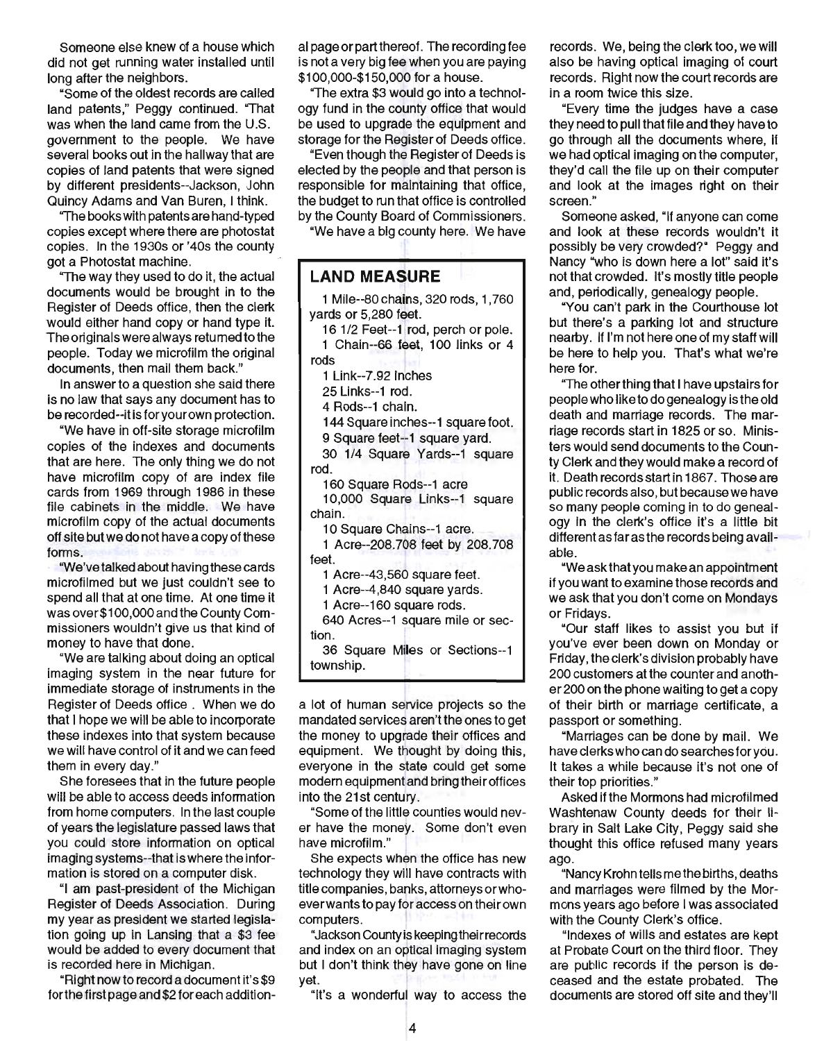Someone else knew of a house which did not get running water installed until long after the neighbors.

"Some of the oldest records are called land patents," Peggy continued. "That was when the land came from the U.S. government to the people. We have several books out in the hallway that are copies of land patents that were signed by different presidents--Jackson, John Quincy Adams and Van Buren, I think.

"The books with patents are hand-typed copies except where there are photostat copies. In the 1930s or '40s the county got a Photostat machine.

"The way they used to do it, the actual documents would be brought in to the Register of Deeds office, then the clerk would either hand copy or hand type it. The originals were always returned to the people. Today we microfilm the original documents, then mail them back."

In answer to a question she said there is no law that says any document has to be recorded--it is for your own protection.

"We have in off-site storage microfilm copies of the indexes and documents that are here. The only thing we do not have microfilm copy of are index file cards from 1969 through 1986 in these file cabinets in the middle. We have microfilm copy of the actual documents off site but we do not have a copy of these forms.

"We've talked about having these cards microfilmed but we just couldn't see to spend all that at one time. At one time it was over $100,000 and the County Commissioners wouldn't give us that kind of money to have that done.

"We are talking about doing an optical imaging system in the near future for immediate storage of instruments in the Register of Deeds office . When we do that I hope we will be able to incorporate these indexes into that system because we will have control of it and we can feed them in every day."

She foresees that in the future people will be able to access deeds information from home computers. In the last couple of years the legislature passed laws that you could store information on optical imaging systems--that is where the information is stored on a computer disk.

"I am past-president of the Michigan Register of Deeds Association. During my year as president we started legislation going up in Lansing that a $3 fee would be added to every document that is recorded here in Michigan.

"Right now to record a document it's $9 for the first page and $2 for each additional page or part thereof. The recording fee is not a very big fee when you are paying $100,000-$150,000 for a house.

"The extra $3 would go into a technology fund in the county office that would be used to upgrade the equipment and storage for the Register of Deeds office.

"Even though the Register of Deeds is elected by the people and that person is responsible for maintaining that office, the budget to run that office is controlled by the County Board of Commissioners.

"We have a big county here. We have a lot of human service projects so the mandated services aren't the ones to get the money to upgrade their offices and equipment. We thought by doing this, everyone in the state could get some modern equipment and bring their offices into the 21st century.

"Some of the little counties would never have the money. Some don't even have microfilm."

She expects when the office has new technology they will have contracts with title companies, banks, attorneys or whoever wants to pay for access on their own computers.

"Jackson County is keeping their records and index on an optical imaging system but I don't think they have gone on line yet.

"It's a wonderful way to access the records. We, being the clerk too, we will also be having optical imaging of court records. Right now the court records are in a room twice this size.

"Every time the judges have a case they need to pull that file and they have to go through all the documents where, if we had optical imaging on the computer, they'd call the file up on their computer and look at the images right on their screen."

Someone asked, "If anyone can come and look at these records wouldn't it possibly be very crowded?" Peggy and Nancy "who is down here a lot" said it's not that crowded. It's mostly title people and, periodically, genealogy people.

"You can't park in the Courthouse lot but there's a parking lot and structure nearby. If I'm not here one of my staff will be here to help you. That's what we're here for.

"The other thing that I have upstairs for people who like to do genealogy is the old death and marriage records. The marriage records start in 1825 or so. Ministers would send documents to the County Clerk and they would make a record of it. Death records start in 1867. Those are public records also, but because we have so many people coming in to do genealogy in the clerk's office it's a little bit different as far as the records being available.

"We ask that you make an appointment if you want to examine those records and we ask that you don't come on Mondays or Fridays.

"Our staff likes to assist you but if you've ever been down on Monday or Friday, the clerk's division probably have 200 customers at the counter and another 200 on the phone waiting to get a copy of their birth or marriage certificate, a passport or something.

"Marriages can be done by mail. We have clerks who can do searches for you. It takes a while because it's not one of their top priorities."

Asked if the Mormons had microfilmed Washtenaw County deeds for their library in Salt Lake City, Peggy said she thought this office refused many years ago.

"Nancy Krohn tells me the births, deaths and marriages were filmed by the Mormons years ago before I was associated with the County Clerk's office.

"Indexes of wills and estates are kept at Probate Court on the third floor. They are public records if the person is deceased and the estate probated. The documents are stored off site and they'll

## LAND MEASURE

1 Mile--80 chains, 320 rods, 1,760 yards or 5,280 feet.

16 1/2 Feet--1 rod, perch or pole.

1 Chain--66 feet, 100 links or 4 rods

1 Link--7.92 inches

25 Links--1 rod.

4 Rods--1 chain.

144 Square inches--1 square foot.

9 Square feet--1 square yard.

30 1/4 Square Yards--1 square rod.

160 Square Rods--1 acre

10,000 Square Links--1 square chain.

10 Square Chains--1 acre.

1 Acre--208.708 feet by 208.708 feet.

1 Acre--43,560 square feet.

1 Acre--4,840 square yards.

1 Acre--160 square rods.

640 Acres--1 square mile or section.

36 Square Miles or Sections--1 township.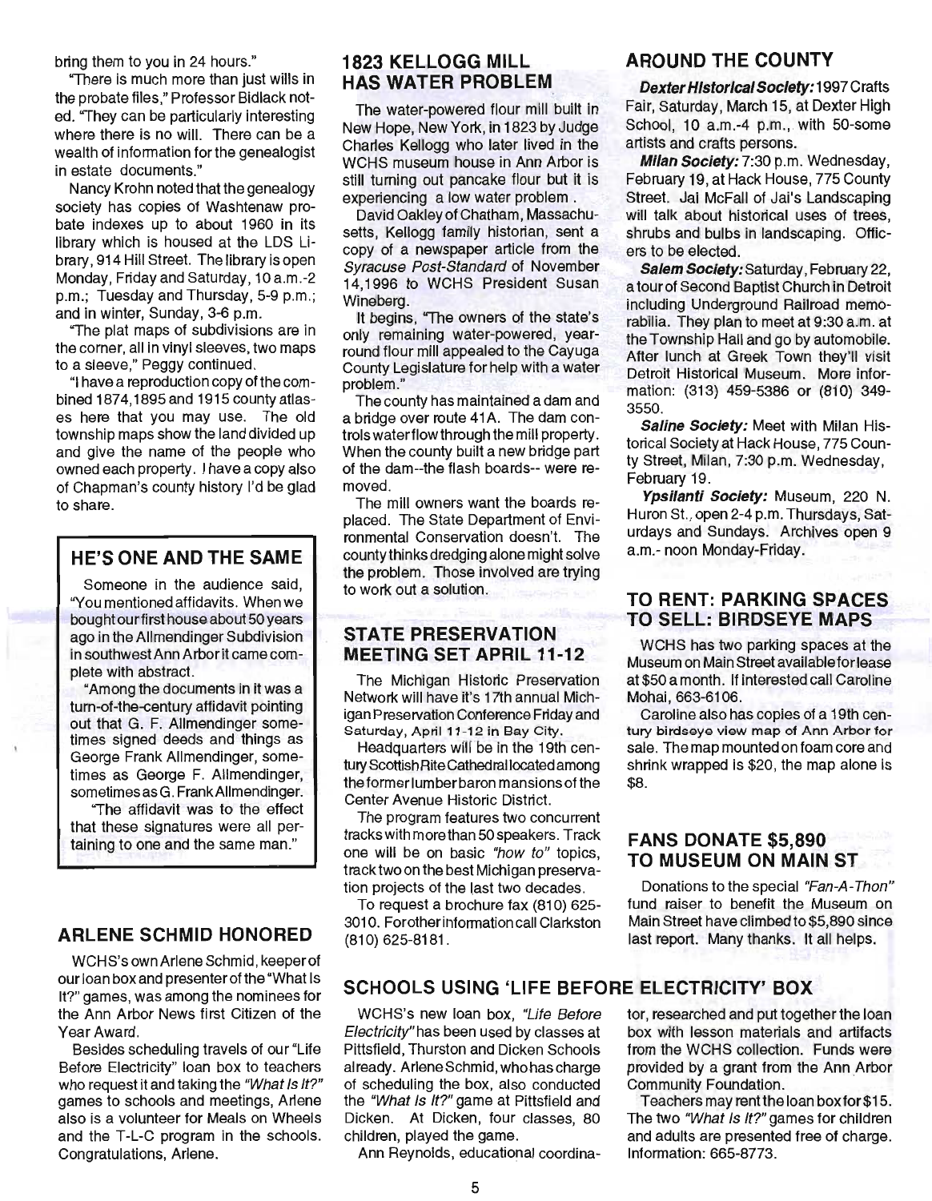bring them to you in 24 hours."

"There is much more than just wills in the probate files," Professor Bidlack noted. "They can be particularly interesting where there is no will. There can be a wealth of information for the genealogist in estate documents."

Nancy Krohn noted that the genealogy society has copies of Washtenaw probate indexes up to about 1960 in its library which is housed at the LDS Library, 914 Hill Street. The library is open Monday, Friday and Saturday, 10 a.m.-2 p.m.; Tuesday and Thursday, 5-9 p.m.; and in winter, Sunday, 3-6 p.m.

"The plat maps of subdivisions are in the corner, all in vinyl sleeves, two maps to a sleeve," Peggy continued.

"I have a reproduction copy of the combined 1874, 1895 and 1915 county atlases here that you may use. The old township maps show the land divided up and give the name of the people who owned each property. I have a copy also of Chapman's county history I'd be glad to share.

## HE'S ONE AND THE SAME

Someone in the audience said, "You mentioned affidavits. When we bought our first house about 50 years ago in the Allmendinger Subdivision in southwest Ann Arbor it came complete with abstract.

"Among the documents in it was a turn-of-the-century affidavit pointing out that G. F. Allmendinger sometimes signed deeds and things as George Frank Allmendinger, sometimes as George F. Allmendinger, sometimes as G. Frank Allmendinger.

"The affidavit was to the effect that these signatures were all pertaining to one and the same man."

## ARLENE SCHMID HONORED

WCHS's own Arlene Schmid, keeper of our loan box and presenter of the "What Is It?" games, was among the nominees for the Ann Arbor News first Citizen of the Year Award.

Besides scheduling travels of our "Life Before Electricity" loan box to teachers who request it and taking the *"What Is It?"* games to schools and meetings, Arlene also is a volunteer for Meals on Wheels and the T-L-C program in the schools. Congratulations, Arlene.

## 1823 KELLOGG MILL HAS WATER PROBLEM

The water-powered flour mill built in New Hope, New York, in 1823 by Judge Charles Kellogg who later lived in the WCHS museum house in Ann Arbor is still turning out pancake flour but it is experiencing a low water problem.

David Oakley of Chatham, Massachusetts, Kellogg family historian, sent a copy of a newspaper article from the *Syracuse Post-Standard* of November 14, 1996 to WCHS President Susan Wineberg.

It begins, "The owners of the state's only remaining water-powered, year-round flour mill appealed to the Cayuga County Legislature for help with a water problem."

The county has maintained a dam and a bridge over route 41A. The dam controls water flow through the mill property. When the county built a new bridge part of the dam--the flash boards-- were removed.

The mill owners want the boards replaced. The State Department of Environmental Conservation doesn't. The county thinks dredging alone might solve the problem. Those involved are trying to work out a solution.

## STATE PRESERVATION MEETING SET APRIL 11-12

The Michigan Historic Preservation Network will have it's 17th annual Michigan Preservation Conference Friday and Saturday, April 11-12 in Bay City.

Headquarters will be in the 19th century Scottish Rite Cathedral located among the former lumber baron mansions of the Center Avenue Historic District.

The program features two concurrent tracks with more than 50 speakers. Track one will be on basic *"how to"* topics, track two on the best Michigan preservation projects of the last two decades.

To request a brochure fax (810) 625-3010. For other information call Clarkston (810) 625-8181.

## AROUND THE COUNTY

***Dexter Historical Society:*** 1997 Crafts Fair, Saturday, March 15, at Dexter High School, 10 a.m.-4 p.m., with 50-some artists and crafts persons.

***Milan Society:*** 7:30 p.m. Wednesday, February 19, at Hack House, 775 County Street. Jai McFall of Jai's Landscaping will talk about historical uses of trees, shrubs and bulbs in landscaping. Officers to be elected.

***Salem Society:*** Saturday, February 22, a tour of Second Baptist Church in Detroit including Underground Railroad memorabilia. They plan to meet at 9:30 a.m. at the Township Hall and go by automobile. After lunch at Greek Town they'll visit Detroit Historical Museum. More information: (313) 459-5386 or (810) 349-3550.

***Saline Society:*** Meet with Milan Historical Society at Hack House, 775 County Street, Milan, 7:30 p.m. Wednesday, February 19.

***Ypsilanti Society:*** Museum, 220 N. Huron St., open 2-4 p.m. Thursdays, Saturdays and Sundays. Archives open 9 a.m.- noon Monday-Friday.

## TO RENT: PARKING SPACES TO SELL: BIRDSEYE MAPS

WCHS has two parking spaces at the Museum on Main Street available for lease at $50 a month. If interested call Caroline Mohai, 663-6106.

Caroline also has copies of a 19th century birdseye view map of Ann Arbor for sale. The map mounted on foam core and shrink wrapped is $20, the map alone is $8.

## FANS DONATE $5,890 TO MUSEUM ON MAIN ST

Donations to the special *"Fan-A-Thon"* fund raiser to benefit the Museum on Main Street have climbed to $5,890 since last report. Many thanks. It all helps.

## SCHOOLS USING 'LIFE BEFORE ELECTRICITY' BOX

WCHS's new loan box, *"Life Before Electricity"* has been used by classes at Pittsfield, Thurston and Dicken Schools already. Arlene Schmid, who has charge of scheduling the box, also conducted the *"What Is It?"* game at Pittsfield and Dicken. At Dicken, four classes, 80 children, played the game.

Ann Reynolds, educational coordinator, researched and put together the loan box with lesson materials and artifacts from the WCHS collection. Funds were provided by a grant from the Ann Arbor Community Foundation.

Teachers may rent the loan box for $15. The two *"What Is It?"* games for children and adults are presented free of charge. Information: 665-8773.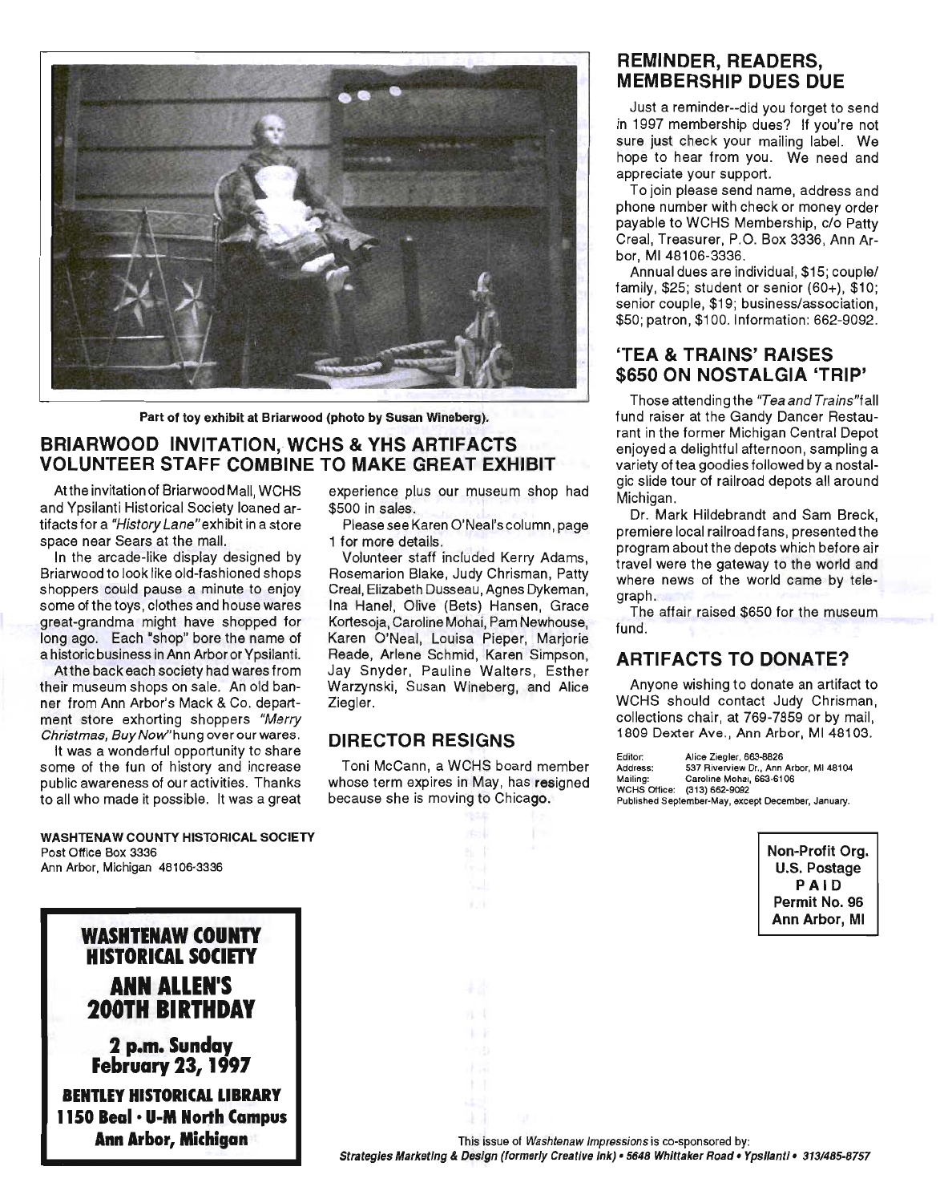Part of toy exhibit at Briarwood (photo by Susan Wineberg).

## BRIARWOOD INVITATION, WCHS & YHS ARTIFACTS VOLUNTEER STAFF COMBINE TO MAKE GREAT EXHIBIT

At the invitation of Briarwood Mall, WCHS and Ypsilanti Historical Society loaned artifacts for a *"History Lane"* exhibit in a store space near Sears at the mall.

In the arcade-like display designed by Briarwood to look like old-fashioned shops shoppers could pause a minute to enjoy some of the toys, clothes and house wares great-grandma might have shopped for long ago. Each "shop" bore the name of a historic business in Ann Arbor or Ypsilanti.

At the back each society had wares from their museum shops on sale. An old banner from Ann Arbor's Mack & Co. department store exhorting shoppers *"Merry Christmas, Buy Now"* hung over our wares.

It was a wonderful opportunity to share some of the fun of history and increase public awareness of our activities. Thanks to all who made it possible. It was a great experience plus our museum shop had $500 in sales.

Please see Karen O'Neal's column, page 1 for more details.

Volunteer staff included Kerry Adams, Rosemarion Blake, Judy Chrisman, Patty Creal, Elizabeth Dusseau, Agnes Dykeman, Ina Hanel, Olive (Bets) Hansen, Grace Kortesoja, Caroline Mohai, Pam Newhouse, Karen O'Neal, Louisa Pieper, Marjorie Reade, Arlene Schmid, Karen Simpson, Jay Snyder, Pauline Walters, Esther Warzynski, Susan Wineberg, and Alice Ziegler.

## DIRECTOR RESIGNS

Toni McCann, a WCHS board member whose term expires in May, has resigned because she is moving to Chicago.

## REMINDER, READERS, MEMBERSHIP DUES DUE

Just a reminder--did you forget to send in 1997 membership dues? If you're not sure just check your mailing label. We hope to hear from you. We need and appreciate your support.

To join please send name, address and phone number with check or money order payable to WCHS Membership, c/o Patty Creal, Treasurer, P.O. Box 3336, Ann Arbor, MI 48106-3336.

Annual dues are individual, $15; couple/family, $25; student or senior (60+), $10; senior couple, $19; business/association, $50; patron, $100. Information: 662-9092.

## 'TEA & TRAINS' RAISES $650 ON NOSTALGIA 'TRIP'

Those attending the *"Tea and Trains"* fall fund raiser at the Gandy Dancer Restaurant in the former Michigan Central Depot enjoyed a delightful afternoon, sampling a variety of tea goodies followed by a nostalgic slide tour of railroad depots all around Michigan.

Dr. Mark Hildebrandt and Sam Breck, premiere local railroad fans, presented the program about the depots which before air travel were the gateway to the world and where news of the world came by telegraph.

The affair raised $650 for the museum fund.

## ARTIFACTS TO DONATE?

Anyone wishing to donate an artifact to WCHS should contact Judy Chrisman, collections chair, at 769-7859 or by mail, 1809 Dexter Ave., Ann Arbor, MI 48103.

Editor: Alice Ziegler, 663-8826
Address: 537 Riverview Dr., Ann Arbor, MI 48104
Mailing: Caroline Mohai, 663-6106
WCHS Office: (313) 662-9092
Published September-May, except December, January.

**WASHTENAW COUNTY HISTORICAL SOCIETY**
Post Office Box 3336
Ann Arbor, Michigan 48106-3336

**Non-Profit Org.**
**U.S. Postage**
**PAID**
**Permit No. 96**
**Ann Arbor, MI**

**WASHTENAW COUNTY HISTORICAL SOCIETY**

**ANN ALLEN'S 200TH BIRTHDAY**

**2 p.m. Sunday February 23, 1997**

**BENTLEY HISTORICAL LIBRARY**
**1150 Beal • U-M North Campus**
**Ann Arbor, Michigan**

This issue of *Washtenaw Impressions* is co-sponsored by:
***Strategies Marketing & Design (formerly Creative Ink) • 5648 Whittaker Road • Ypsilanti • 313/485-8757***